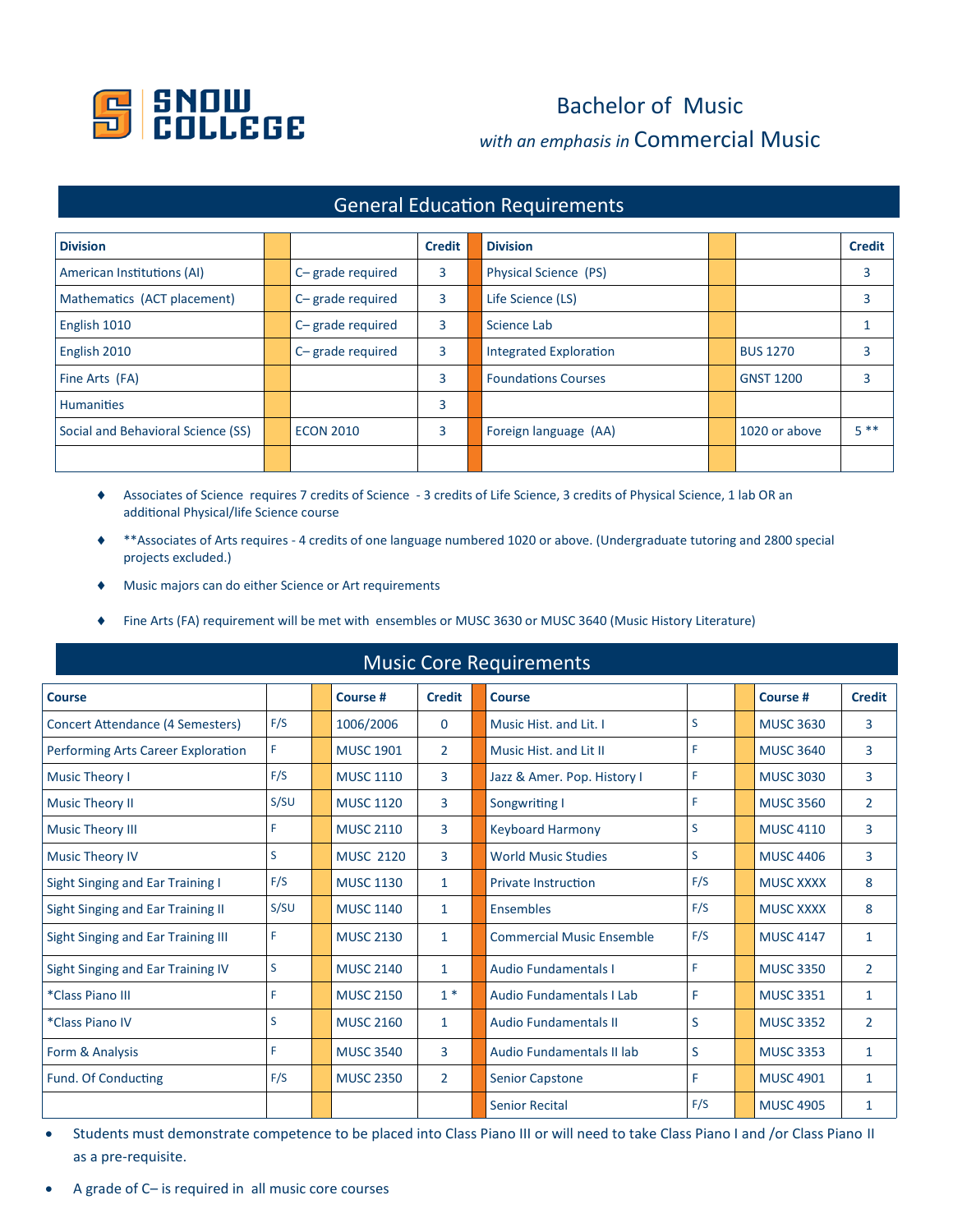# Bachelor of Music

*with an emphasis in* Commercial Music

## General Education Requirements

| Division | | | Credit | | Division | | | Credit |
|---|---|---|---|---|---|---|---|---|
| American Institutions (AI) | | C– grade required | 3 | | Physical Science (PS) | | | 3 |
| Mathematics (ACT placement) | | C– grade required | 3 | | Life Science (LS) | | | 3 |
| English 1010 | | C– grade required | 3 | | Science Lab | | | 1 |
| English 2010 | | C– grade required | 3 | | Integrated Exploration | | BUS 1270 | 3 |
| Fine Arts (FA) | | | 3 | | Foundations Courses | | GNST 1200 | 3 |
| Humanities | | | 3 | | | | | |
| Social and Behavioral Science (SS) | | ECON 2010 | 3 | | Foreign language (AA) | | 1020 or above | 5 ** |
| | | | | | | | | |

- Associates of Science requires 7 credits of Science - 3 credits of Life Science, 3 credits of Physical Science, 1 lab OR an additional Physical/life Science course
- **Associates of Arts requires - 4 credits of one language numbered 1020 or above. (Undergraduate tutoring and 2800 special projects excluded.)
- Music majors can do either Science or Art requirements
- Fine Arts (FA) requirement will be met with ensembles or MUSC 3630 or MUSC 3640 (Music History Literature)

## Music Core Requirements

| Course | | | Course # | Credit | | Course | | | Course # | Credit |
|---|---|---|---|---|---|---|---|---|---|---|
| Concert Attendance (4 Semesters) | F/S | | 1006/2006 | 0 | | Music Hist. and Lit. I | S | | MUSC 3630 | 3 |
| Performing Arts Career Exploration | F | | MUSC 1901 | 2 | | Music Hist. and Lit II | F | | MUSC 3640 | 3 |
| Music Theory I | F/S | | MUSC 1110 | 3 | | Jazz & Amer. Pop. History I | F | | MUSC 3030 | 3 |
| Music Theory II | S/SU | | MUSC 1120 | 3 | | Songwriting I | F | | MUSC 3560 | 2 |
| Music Theory III | F | | MUSC 2110 | 3 | | Keyboard Harmony | S | | MUSC 4110 | 3 |
| Music Theory IV | S | | MUSC 2120 | 3 | | World Music Studies | S | | MUSC 4406 | 3 |
| Sight Singing and Ear Training I | F/S | | MUSC 1130 | 1 | | Private Instruction | F/S | | MUSC XXXX | 8 |
| Sight Singing and Ear Training II | S/SU | | MUSC 1140 | 1 | | Ensembles | F/S | | MUSC XXXX | 8 |
| Sight Singing and Ear Training III | F | | MUSC 2130 | 1 | | Commercial Music Ensemble | F/S | | MUSC 4147 | 1 |
| Sight Singing and Ear Training IV | S | | MUSC 2140 | 1 | | Audio Fundamentals I | F | | MUSC 3350 | 2 |
| *Class Piano III | F | | MUSC 2150 | 1 * | | Audio Fundamentals I Lab | F | | MUSC 3351 | 1 |
| *Class Piano IV | S | | MUSC 2160 | 1 | | Audio Fundamentals II | S | | MUSC 3352 | 2 |
| Form & Analysis | F | | MUSC 3540 | 3 | | Audio Fundamentals II lab | S | | MUSC 3353 | 1 |
| Fund. Of Conducting | F/S | | MUSC 2350 | 2 | | Senior Capstone | F | | MUSC 4901 | 1 |
| | | | | | | Senior Recital | F/S | | MUSC 4905 | 1 |

- Students must demonstrate competence to be placed into Class Piano III or will need to take Class Piano I and /or Class Piano II as a pre-requisite.
- A grade of C– is required in all music core courses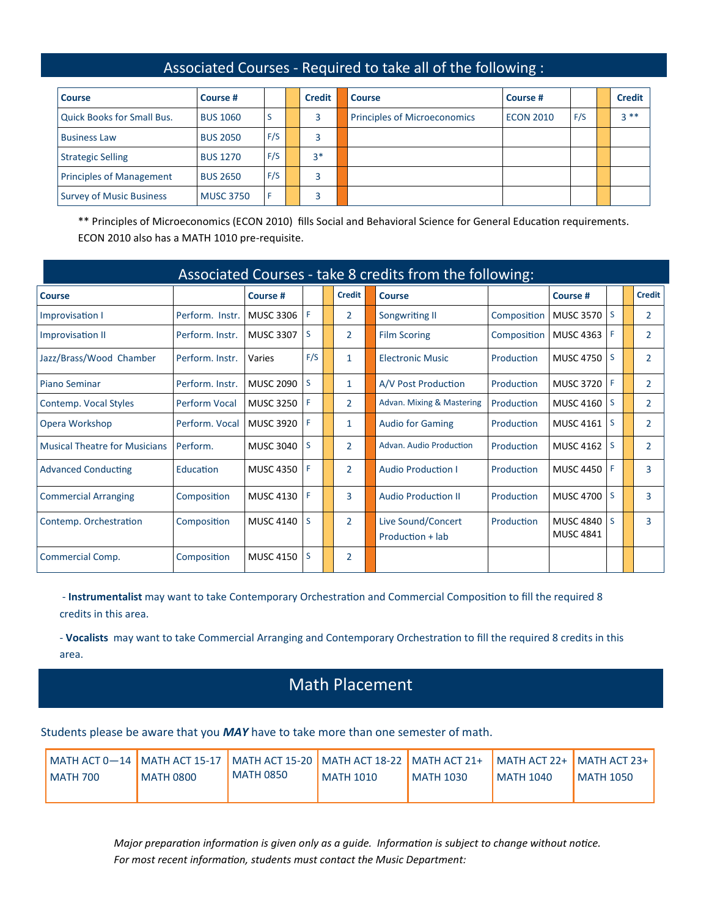## Associated Courses - Required to take all of the following :

| Course | Course # | | | Credit | | Course | Course # | | | Credit |
|---|---|---|---|---|---|---|---|---|---|---|
| Quick Books for Small Bus. | BUS 1060 | S | | 3 | | Principles of Microeconomics | ECON 2010 | F/S | | 3 ** |
| Business Law | BUS 2050 | F/S | | 3 | | | | | | |
| Strategic Selling | BUS 1270 | F/S | | 3* | | | | | | |
| Principles of Management | BUS 2650 | F/S | | 3 | | | | | | |
| Survey of Music Business | MUSC 3750 | F | | 3 | | | | | | |

** Principles of Microeconomics (ECON 2010) fills Social and Behavioral Science for General Education requirements. ECON 2010 also has a MATH 1010 pre-requisite.

## Associated Courses - take 8 credits from the following:

| Course | | Course # | | | Credit | | Course | | Course # | | | Credit |
|---|---|---|---|---|---|---|---|---|---|---|---|---|
| Improvisation I | Perform. Instr. | MUSC 3306 | F | | 2 | | Songwriting II | Composition | MUSC 3570 | S | | 2 |
| Improvisation II | Perform. Instr. | MUSC 3307 | S | | 2 | | Film Scoring | Composition | MUSC 4363 | F | | 2 |
| Jazz/Brass/Wood Chamber | Perform. Instr. | Varies | F/S | | 1 | | Electronic Music | Production | MUSC 4750 | S | | 2 |
| Piano Seminar | Perform. Instr. | MUSC 2090 | S | | 1 | | A/V Post Production | Production | MUSC 3720 | F | | 2 |
| Contemp. Vocal Styles | Perform Vocal | MUSC 3250 | F | | 2 | | Advan. Mixing & Mastering | Production | MUSC 4160 | S | | 2 |
| Opera Workshop | Perform. Vocal | MUSC 3920 | F | | 1 | | Audio for Gaming | Production | MUSC 4161 | S | | 2 |
| Musical Theatre for Musicians | Perform. | MUSC 3040 | S | | 2 | | Advan. Audio Production | Production | MUSC 4162 | S | | 2 |
| Advanced Conducting | Education | MUSC 4350 | F | | 2 | | Audio Production I | Production | MUSC 4450 | F | | 3 |
| Commercial Arranging | Composition | MUSC 4130 | F | | 3 | | Audio Production II | Production | MUSC 4700 | S | | 3 |
| Contemp. Orchestration | Composition | MUSC 4140 | S | | 2 | | Live Sound/Concert Production + lab | Production | MUSC 4840 MUSC 4841 | S | | 3 |
| Commercial Comp. | Composition | MUSC 4150 | S | | 2 | | | | | | | |

- **Instrumentalist** may want to take Contemporary Orchestration and Commercial Composition to fill the required 8 credits in this area.

- **Vocalists** may want to take Commercial Arranging and Contemporary Orchestration to fill the required 8 credits in this area.

## Math Placement

Students please be aware that you ***MAY*** have to take more than one semester of math.

| | | | | | | |
|---|---|---|---|---|---|---|
| MATH ACT 0—14 MATH 700 | MATH ACT 15-17 MATH 0800 | MATH ACT 15-20 MATH 0850 | MATH ACT 18-22 MATH 1010 | MATH ACT 21+ MATH 1030 | MATH ACT 22+ MATH 1040 | MATH ACT 23+ MATH 1050 |

*Major preparation information is given only as a guide. Information is subject to change without notice. For most recent information, students must contact the Music Department:*